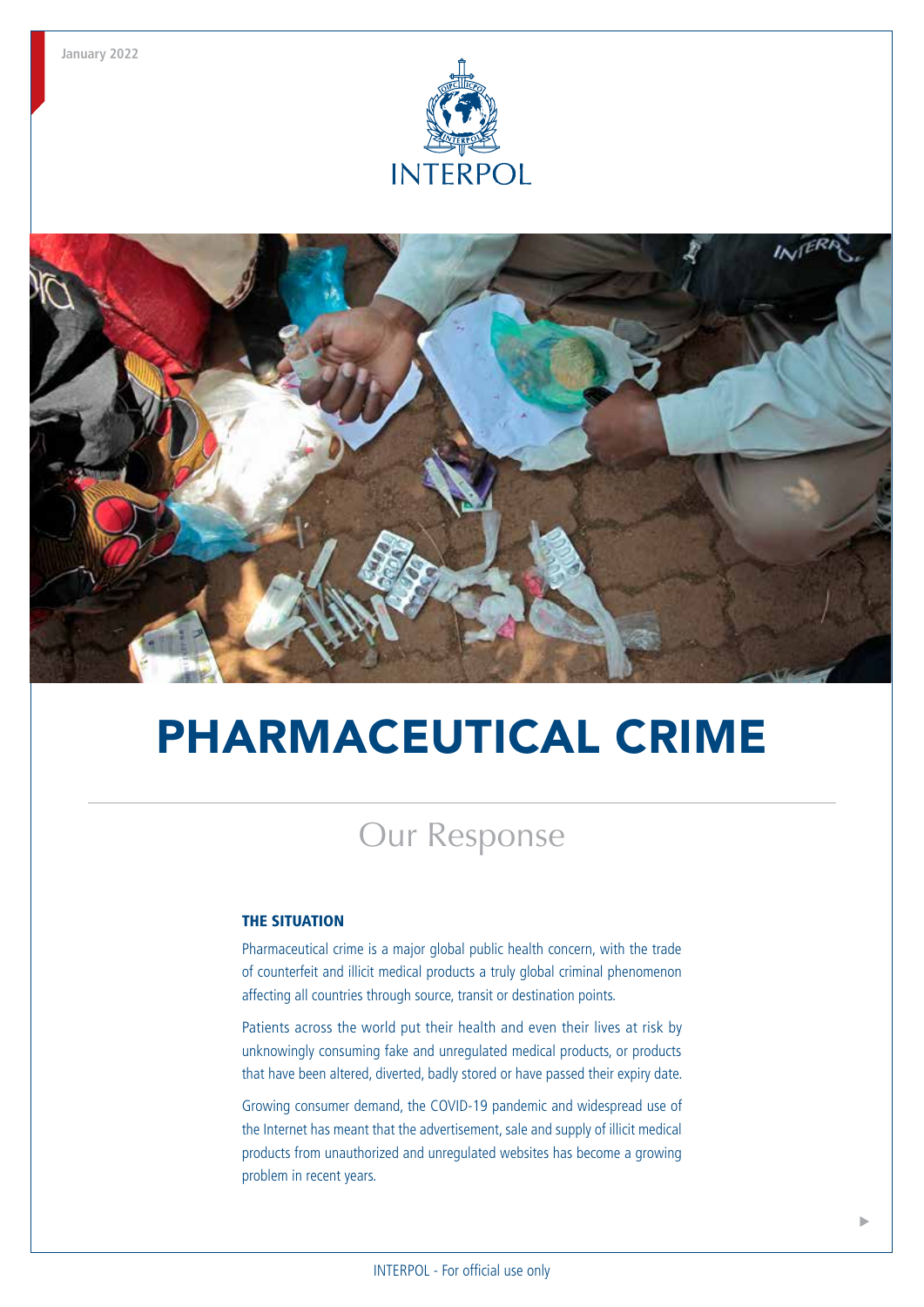January 2022

INTERPOL

# PHARMACEUTICAL CRIME

## Our Response

### THE SITUATION

Pharmaceutical crime is a major global public health concern, with the trade of counterfeit and illicit medical products a truly global criminal phenomenon affecting all countries through source, transit or destination points.

Patients across the world put their health and even their lives at risk by unknowingly consuming fake and unregulated medical products, or products that have been altered, diverted, badly stored or have passed their expiry date.

Growing consumer demand, the COVID-19 pandemic and widespread use of the Internet has meant that the advertisement, sale and supply of illicit medical products from unauthorized and unregulated websites has become a growing problem in recent years.

INTERPOL - For official use only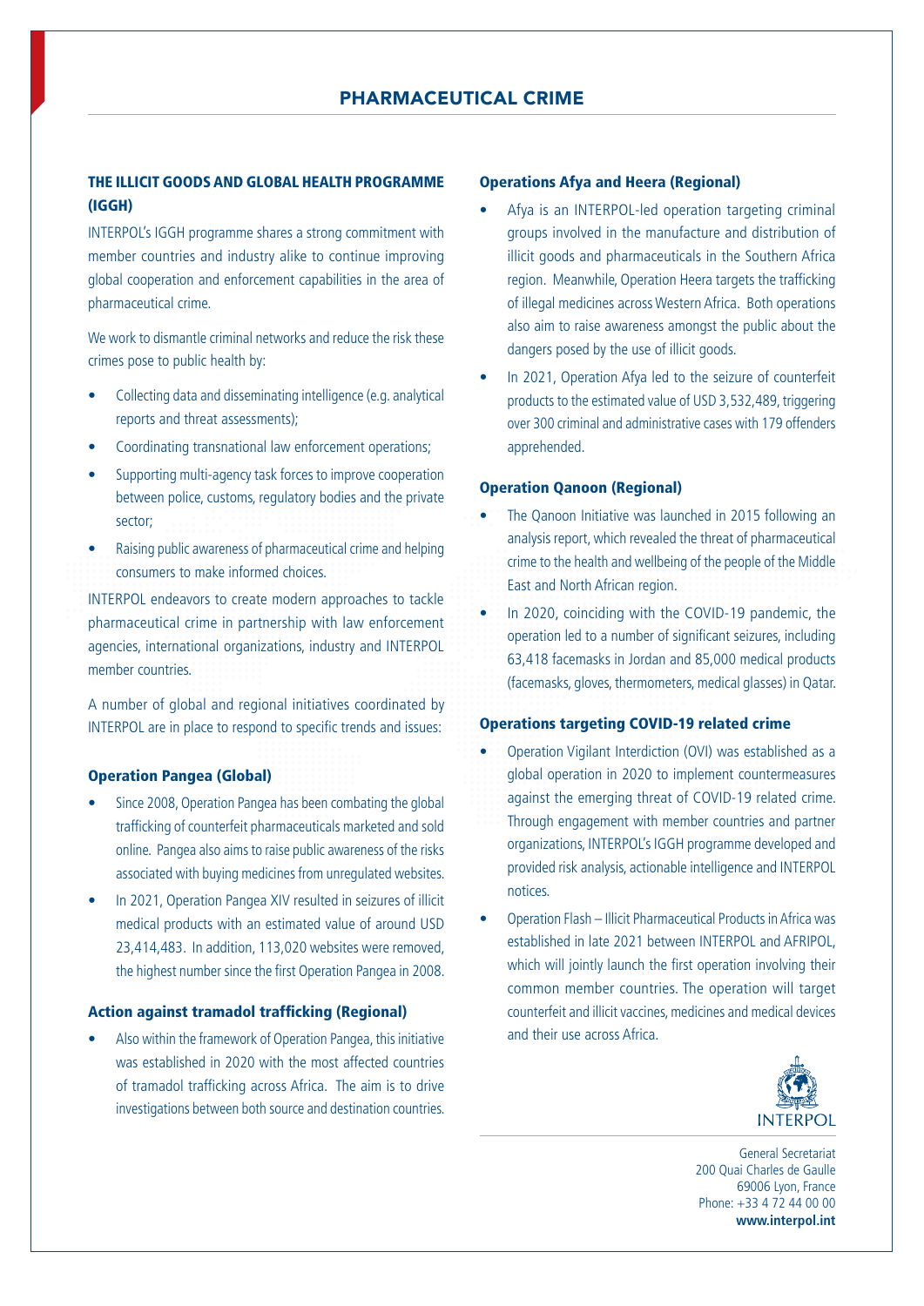# PHARMACEUTICAL CRIME

## THE ILLICIT GOODS AND GLOBAL HEALTH PROGRAMME (IGGH)

INTERPOL's IGGH programme shares a strong commitment with member countries and industry alike to continue improving global cooperation and enforcement capabilities in the area of pharmaceutical crime.

We work to dismantle criminal networks and reduce the risk these crimes pose to public health by:

- Collecting data and disseminating intelligence (e.g. analytical reports and threat assessments);
- Coordinating transnational law enforcement operations;
- Supporting multi-agency task forces to improve cooperation between police, customs, regulatory bodies and the private sector;
- Raising public awareness of pharmaceutical crime and helping consumers to make informed choices.

INTERPOL endeavors to create modern approaches to tackle pharmaceutical crime in partnership with law enforcement agencies, international organizations, industry and INTERPOL member countries.

A number of global and regional initiatives coordinated by INTERPOL are in place to respond to specific trends and issues:

### Operation Pangea (Global)

- Since 2008, Operation Pangea has been combating the global trafficking of counterfeit pharmaceuticals marketed and sold online. Pangea also aims to raise public awareness of the risks associated with buying medicines from unregulated websites.
- In 2021, Operation Pangea XIV resulted in seizures of illicit medical products with an estimated value of around USD 23,414,483. In addition, 113,020 websites were removed, the highest number since the first Operation Pangea in 2008.

### Action against tramadol trafficking (Regional)

- Also within the framework of Operation Pangea, this initiative was established in 2020 with the most affected countries of tramadol trafficking across Africa. The aim is to drive investigations between both source and destination countries.

### Operations Afya and Heera (Regional)

- Afya is an INTERPOL-led operation targeting criminal groups involved in the manufacture and distribution of illicit goods and pharmaceuticals in the Southern Africa region. Meanwhile, Operation Heera targets the trafficking of illegal medicines across Western Africa. Both operations also aim to raise awareness amongst the public about the dangers posed by the use of illicit goods.
- In 2021, Operation Afya led to the seizure of counterfeit products to the estimated value of USD 3,532,489, triggering over 300 criminal and administrative cases with 179 offenders apprehended.

### Operation Qanoon (Regional)

- The Qanoon Initiative was launched in 2015 following an analysis report, which revealed the threat of pharmaceutical crime to the health and wellbeing of the people of the Middle East and North African region.
- In 2020, coinciding with the COVID-19 pandemic, the operation led to a number of significant seizures, including 63,418 facemasks in Jordan and 85,000 medical products (facemasks, gloves, thermometers, medical glasses) in Qatar.

### Operations targeting COVID-19 related crime

- Operation Vigilant Interdiction (OVI) was established as a global operation in 2020 to implement countermeasures against the emerging threat of COVID-19 related crime. Through engagement with member countries and partner organizations, INTERPOL's IGGH programme developed and provided risk analysis, actionable intelligence and INTERPOL notices.
- Operation Flash – Illicit Pharmaceutical Products in Africa was established in late 2021 between INTERPOL and AFRIPOL, which will jointly launch the first operation involving their common member countries. The operation will target counterfeit and illicit vaccines, medicines and medical devices and their use across Africa.

INTERPOL

General Secretariat
200 Quai Charles de Gaulle
69006 Lyon, France
Phone: +33 4 72 44 00 00
**www.interpol.int**